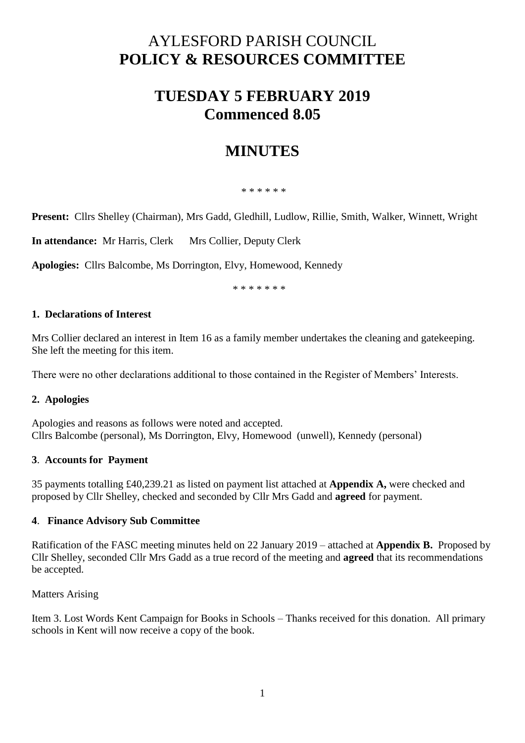# AYLESFORD PARISH COUNCIL
# POLICY & RESOURCES COMMITTEE

## TUESDAY 5 FEBRUARY 2019
## Commenced 8.05

## MINUTES

\* \* \* \* \* \*

**Present:** Cllrs Shelley (Chairman), Mrs Gadd, Gledhill, Ludlow, Rillie, Smith, Walker, Winnett, Wright

**In attendance:** Mr Harris, Clerk Mrs Collier, Deputy Clerk

**Apologies:** Cllrs Balcombe, Ms Dorrington, Elvy, Homewood, Kennedy

\* \* \* \* \* \* \*

### 1. Declarations of Interest

Mrs Collier declared an interest in Item 16 as a family member undertakes the cleaning and gatekeeping. She left the meeting for this item.

There were no other declarations additional to those contained in the Register of Members' Interests.

### 2. Apologies

Apologies and reasons as follows were noted and accepted.
Cllrs Balcombe (personal), Ms Dorrington, Elvy, Homewood (unwell), Kennedy (personal)

### 3. Accounts for Payment

35 payments totalling £40,239.21 as listed on payment list attached at **Appendix A,** were checked and proposed by Cllr Shelley, checked and seconded by Cllr Mrs Gadd and **agreed** for payment.

### 4. Finance Advisory Sub Committee

Ratification of the FASC meeting minutes held on 22 January 2019 – attached at **Appendix B.** Proposed by Cllr Shelley, seconded Cllr Mrs Gadd as a true record of the meeting and **agreed** that its recommendations be accepted.

Matters Arising

Item 3. Lost Words Kent Campaign for Books in Schools – Thanks received for this donation. All primary schools in Kent will now receive a copy of the book.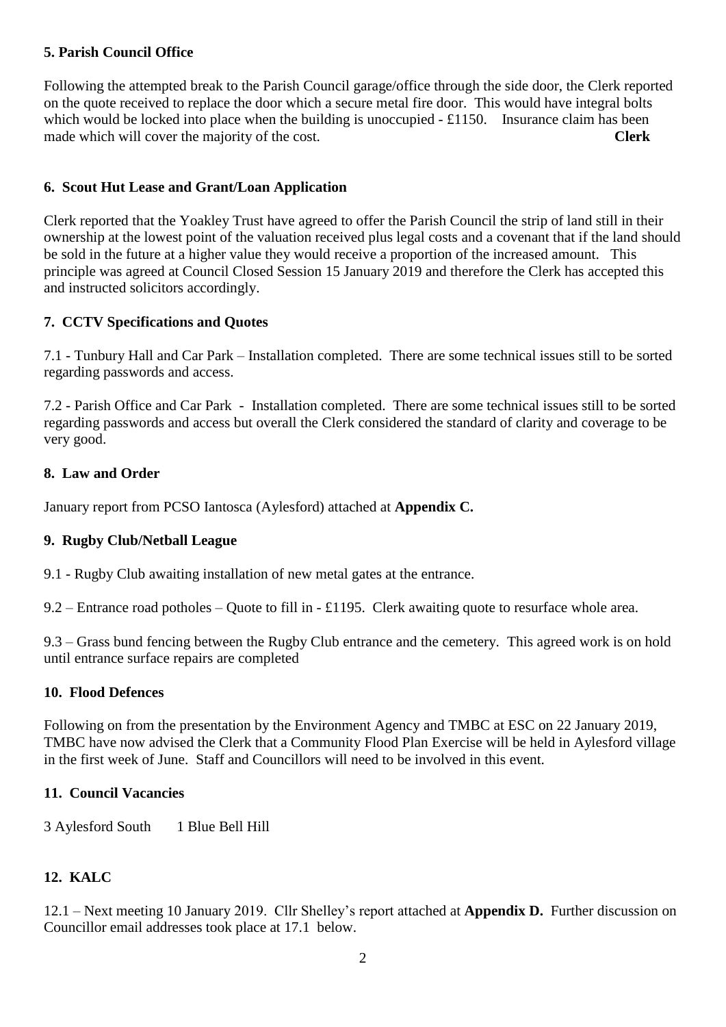### 5. Parish Council Office

Following the attempted break to the Parish Council garage/office through the side door, the Clerk reported on the quote received to replace the door which a secure metal fire door. This would have integral bolts which would be locked into place when the building is unoccupied - £1150. Insurance claim has been made which will cover the majority of the cost. **Clerk**

### 6. Scout Hut Lease and Grant/Loan Application

Clerk reported that the Yoakley Trust have agreed to offer the Parish Council the strip of land still in their ownership at the lowest point of the valuation received plus legal costs and a covenant that if the land should be sold in the future at a higher value they would receive a proportion of the increased amount. This principle was agreed at Council Closed Session 15 January 2019 and therefore the Clerk has accepted this and instructed solicitors accordingly.

### 7. CCTV Specifications and Quotes

7.1 - Tunbury Hall and Car Park – Installation completed. There are some technical issues still to be sorted regarding passwords and access.

7.2 - Parish Office and Car Park - Installation completed. There are some technical issues still to be sorted regarding passwords and access but overall the Clerk considered the standard of clarity and coverage to be very good.

### 8. Law and Order

January report from PCSO Iantosca (Aylesford) attached at **Appendix C.**

### 9. Rugby Club/Netball League

9.1 - Rugby Club awaiting installation of new metal gates at the entrance.

9.2 – Entrance road potholes – Quote to fill in - £1195. Clerk awaiting quote to resurface whole area.

9.3 – Grass bund fencing between the Rugby Club entrance and the cemetery. This agreed work is on hold until entrance surface repairs are completed

### 10. Flood Defences

Following on from the presentation by the Environment Agency and TMBC at ESC on 22 January 2019, TMBC have now advised the Clerk that a Community Flood Plan Exercise will be held in Aylesford village in the first week of June. Staff and Councillors will need to be involved in this event.

### 11. Council Vacancies

3 Aylesford South    1 Blue Bell Hill

### 12. KALC

12.1 – Next meeting 10 January 2019. Cllr Shelley's report attached at **Appendix D.** Further discussion on Councillor email addresses took place at 17.1 below.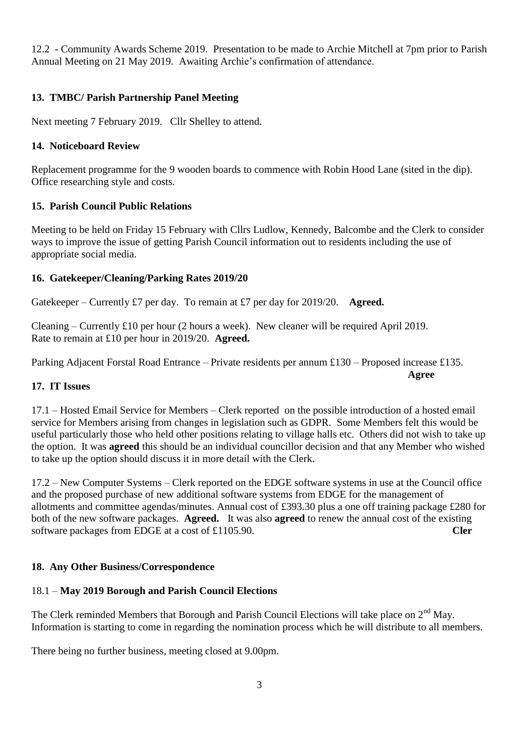12.2 - Community Awards Scheme 2019. Presentation to be made to Archie Mitchell at 7pm prior to Parish Annual Meeting on 21 May 2019. Awaiting Archie's confirmation of attendance.

**13. TMBC/ Parish Partnership Panel Meeting**

Next meeting 7 February 2019. Cllr Shelley to attend.

**14. Noticeboard Review**

Replacement programme for the 9 wooden boards to commence with Robin Hood Lane (sited in the dip). Office researching style and costs.

**15. Parish Council Public Relations**

Meeting to be held on Friday 15 February with Cllrs Ludlow, Kennedy, Balcombe and the Clerk to consider ways to improve the issue of getting Parish Council information out to residents including the use of appropriate social media.

**16. Gatekeeper/Cleaning/Parking Rates 2019/20**

Gatekeeper – Currently £7 per day. To remain at £7 per day for 2019/20. **Agreed.**

Cleaning – Currently £10 per hour (2 hours a week). New cleaner will be required April 2019.
Rate to remain at £10 per hour in 2019/20. **Agreed.**

Parking Adjacent Forstal Road Entrance – Private residents per annum £130 – Proposed increase £135.

**Agree**

**17. IT Issues**

17.1 – Hosted Email Service for Members – Clerk reported on the possible introduction of a hosted email service for Members arising from changes in legislation such as GDPR. Some Members felt this would be useful particularly those who held other positions relating to village halls etc. Others did not wish to take up the option. It was **agreed** this should be an individual councillor decision and that any Member who wished to take up the option should discuss it in more detail with the Clerk.

17.2 – New Computer Systems – Clerk reported on the EDGE software systems in use at the Council office and the proposed purchase of new additional software systems from EDGE for the management of allotments and committee agendas/minutes. Annual cost of £393.30 plus a one off training package £280 for both of the new software packages. **Agreed.** It was also **agreed** to renew the annual cost of the existing software packages from EDGE at a cost of £1105.90. **Cler**

**18. Any Other Business/Correspondence**

18.1 – **May 2019 Borough and Parish Council Elections**

The Clerk reminded Members that Borough and Parish Council Elections will take place on 2nd May. Information is starting to come in regarding the nomination process which he will distribute to all members.

There being no further business, meeting closed at 9.00pm.